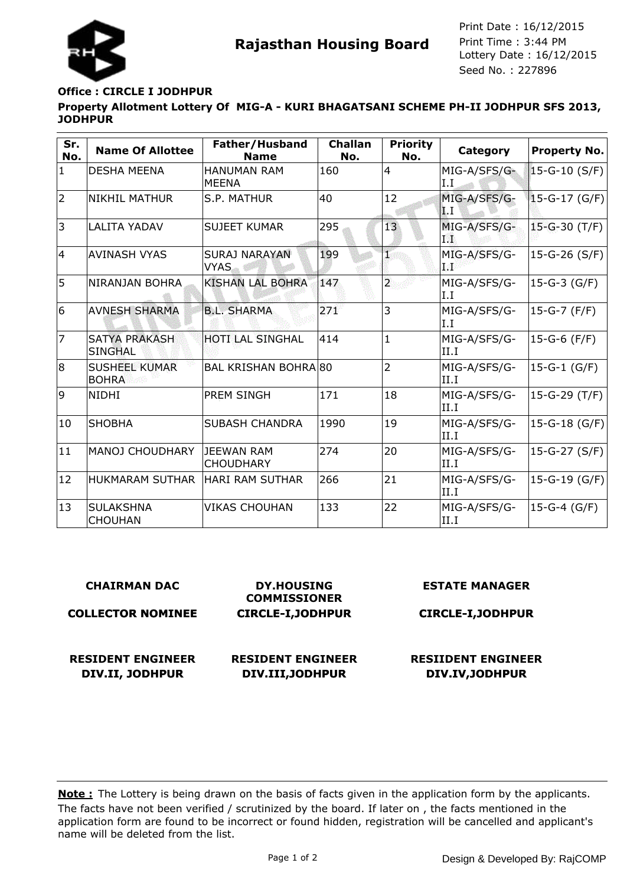# Rajasthan Housing Board

Print Date : 16/12/2015
Print Time : 3:44 PM
Lottery Date : 16/12/2015
Seed No. : 227896

**Office : CIRCLE I JODHPUR**

**Property Allotment Lottery Of MIG-A - KURI BHAGATSANI SCHEME PH-II JODHPUR SFS 2013, JODHPUR**

| Sr. No. | Name Of Allottee | Father/Husband Name | Challan No. | Priority No. | Category | Property No. |
|---|---|---|---|---|---|---|
| 1 | DESHA MEENA | HANUMAN RAM MEENA | 160 | 4 | MIG-A/SFS/G-I.I | 15-G-10 (S/F) |
| 2 | NIKHIL MATHUR | S.P. MATHUR | 40 | 12 | MIG-A/SFS/G-I.I | 15-G-17 (G/F) |
| 3 | LALITA YADAV | SUJEET KUMAR | 295 | 13 | MIG-A/SFS/G-I.I | 15-G-30 (T/F) |
| 4 | AVINASH VYAS | SURAJ NARAYAN VYAS | 199 | 1 | MIG-A/SFS/G-I.I | 15-G-26 (S/F) |
| 5 | NIRANJAN BOHRA | KISHAN LAL BOHRA | 147 | 2 | MIG-A/SFS/G-I.I | 15-G-3 (G/F) |
| 6 | AVNESH SHARMA | B.L. SHARMA | 271 | 3 | MIG-A/SFS/G-I.I | 15-G-7 (F/F) |
| 7 | SATYA PRAKASH SINGHAL | HOTI LAL SINGHAL | 414 | 1 | MIG-A/SFS/G-II.I | 15-G-6 (F/F) |
| 8 | SUSHEEL KUMAR BOHRA | BAL KRISHAN BOHRA | 80 | 2 | MIG-A/SFS/G-II.I | 15-G-1 (G/F) |
| 9 | NIDHI | PREM SINGH | 171 | 18 | MIG-A/SFS/G-II.I | 15-G-29 (T/F) |
| 10 | SHOBHA | SUBASH CHANDRA | 1990 | 19 | MIG-A/SFS/G-II.I | 15-G-18 (G/F) |
| 11 | MANOJ CHOUDHARY | JEEWAN RAM CHOUDHARY | 274 | 20 | MIG-A/SFS/G-II.I | 15-G-27 (S/F) |
| 12 | HUKMARAM SUTHAR | HARI RAM SUTHAR | 266 | 21 | MIG-A/SFS/G-II.I | 15-G-19 (G/F) |
| 13 | SULAKSHNA CHOUHAN | VIKAS CHOUHAN | 133 | 22 | MIG-A/SFS/G-II.I | 15-G-4 (G/F) |

**CHAIRMAN DAC**

**COLLECTOR NOMINEE**

**DY.HOUSING COMMISSIONER**
**CIRCLE-I,JODHPUR**

**ESTATE MANAGER**
**CIRCLE-I,JODHPUR**

**RESIDENT ENGINEER**
**DIV.II, JODHPUR**

**RESIDENT ENGINEER**
**DIV.III,JODHPUR**

**RESIIDENT ENGINEER**
**DIV.IV,JODHPUR**

**Note :** The Lottery is being drawn on the basis of facts given in the application form by the applicants. The facts have not been verified / scrutinized by the board. If later on , the facts mentioned in the application form are found to be incorrect or found hidden, registration will be cancelled and applicant's name will be deleted from the list.

Design & Developed By: RajCOMP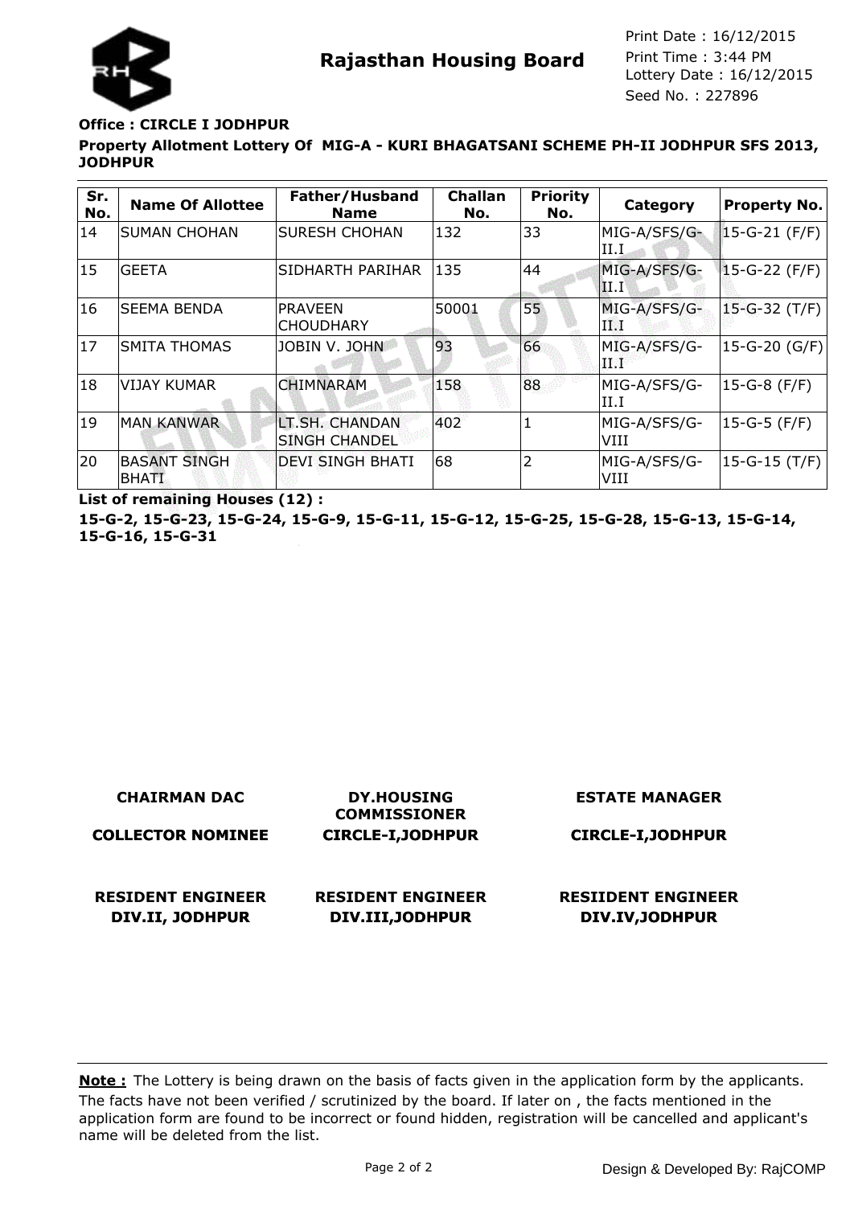**Rajasthan Housing Board**

Print Date : 16/12/2015
Print Time : 3:44 PM
Lottery Date : 16/12/2015
Seed No. : 227896

**Office : CIRCLE I JODHPUR**

**Property Allotment Lottery Of MIG-A - KURI BHAGATSANI SCHEME PH-II JODHPUR SFS 2013, JODHPUR**

| Sr. No. | Name Of Allottee | Father/Husband Name | Challan No. | Priority No. | Category | Property No. |
|---|---|---|---|---|---|---|
| 14 | SUMAN CHOHAN | SURESH CHOHAN | 132 | 33 | MIG-A/SFS/G-II.I | 15-G-21 (F/F) |
| 15 | GEETA | SIDHARTH PARIHAR | 135 | 44 | MIG-A/SFS/G-II.I | 15-G-22 (F/F) |
| 16 | SEEMA BENDA | PRAVEEN CHOUDHARY | 50001 | 55 | MIG-A/SFS/G-II.I | 15-G-32 (T/F) |
| 17 | SMITA THOMAS | JOBIN V. JOHN | 93 | 66 | MIG-A/SFS/G-II.I | 15-G-20 (G/F) |
| 18 | VIJAY KUMAR | CHIMNARAM | 158 | 88 | MIG-A/SFS/G-II.I | 15-G-8 (F/F) |
| 19 | MAN KANWAR | LT.SH. CHANDAN SINGH CHANDEL | 402 | 1 | MIG-A/SFS/G-VIII | 15-G-5 (F/F) |
| 20 | BASANT SINGH BHATI | DEVI SINGH BHATI | 68 | 2 | MIG-A/SFS/G-VIII | 15-G-15 (T/F) |

**List of remaining Houses (12) :**

**15-G-2, 15-G-23, 15-G-24, 15-G-9, 15-G-11, 15-G-12, 15-G-25, 15-G-28, 15-G-13, 15-G-14, 15-G-16, 15-G-31**

| | | |
|---|---|---|
| **CHAIRMAN DAC** | **DY.HOUSING COMMISSIONER** | **ESTATE MANAGER** |
| **COLLECTOR NOMINEE** | **CIRCLE-I,JODHPUR** | **CIRCLE-I,JODHPUR** |
| **RESIDENT ENGINEER DIV.II, JODHPUR** | **RESIDENT ENGINEER DIV.III,JODHPUR** | **RESIIDENT ENGINEER DIV.IV,JODHPUR** |

**Note :** The Lottery is being drawn on the basis of facts given in the application form by the applicants. The facts have not been verified / scrutinized by the board. If later on , the facts mentioned in the application form are found to be incorrect or found hidden, registration will be cancelled and applicant's name will be deleted from the list.

Design & Developed By: RajCOMP